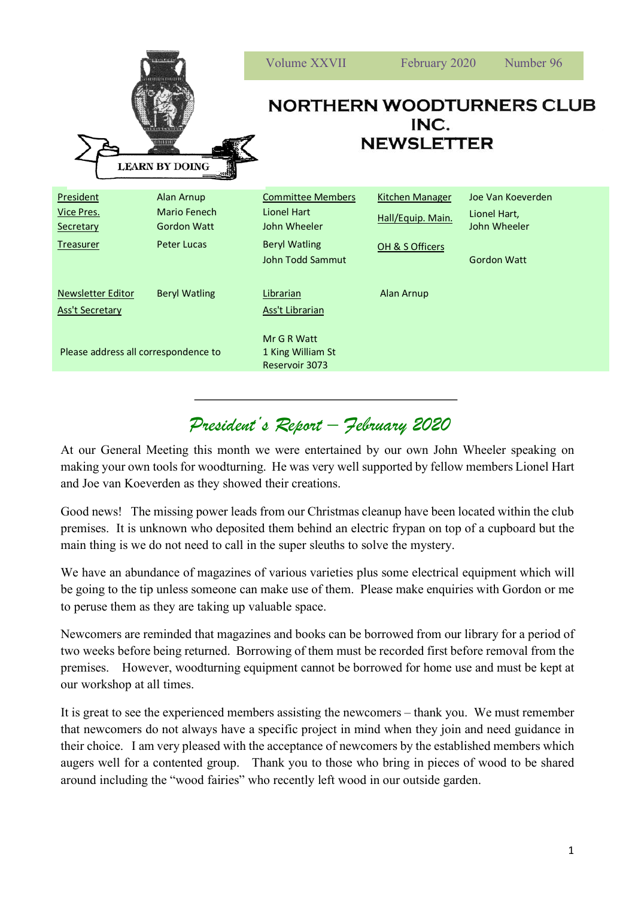Volume XXVII | February 2020 | Number 96

# NORTHERN WOODTURNERS CLUB INC. NEWSLETTER

LEARN BY DOING

| | | | | | |
|---|---|---|---|---|---|
| President | Alan Arnup | Committee Members | | Kitchen Manager | Joe Van Koeverden |
| Vice Pres. | Mario Fenech | Lionel Hart | | Hall/Equip. Main. | Lionel Hart, John Wheeler |
| Secretary | Gordon Watt | John Wheeler | | | |
| Treasurer | Peter Lucas | Beryl Watling | | OH & S Officers | Gordon Watt |
| | | John Todd Sammut | | | |
| Newsletter Editor | Beryl Watling | Librarian | Alan Arnup | | |
| Ass't Secretary | | Ass't Librarian | | | |

Please address all correspondence to Mr G R Watt, 1 King William St, Reservoir 3073

## *President's Report – February 2020*

At our General Meeting this month we were entertained by our own John Wheeler speaking on making your own tools for woodturning. He was very well supported by fellow members Lionel Hart and Joe van Koeverden as they showed their creations.

Good news! The missing power leads from our Christmas cleanup have been located within the club premises. It is unknown who deposited them behind an electric frypan on top of a cupboard but the main thing is we do not need to call in the super sleuths to solve the mystery.

We have an abundance of magazines of various varieties plus some electrical equipment which will be going to the tip unless someone can make use of them. Please make enquiries with Gordon or me to peruse them as they are taking up valuable space.

Newcomers are reminded that magazines and books can be borrowed from our library for a period of two weeks before being returned. Borrowing of them must be recorded first before removal from the premises. However, woodturning equipment cannot be borrowed for home use and must be kept at our workshop at all times.

It is great to see the experienced members assisting the newcomers – thank you. We must remember that newcomers do not always have a specific project in mind when they join and need guidance in their choice. I am very pleased with the acceptance of newcomers by the established members which augers well for a contented group. Thank you to those who bring in pieces of wood to be shared around including the "wood fairies" who recently left wood in our outside garden.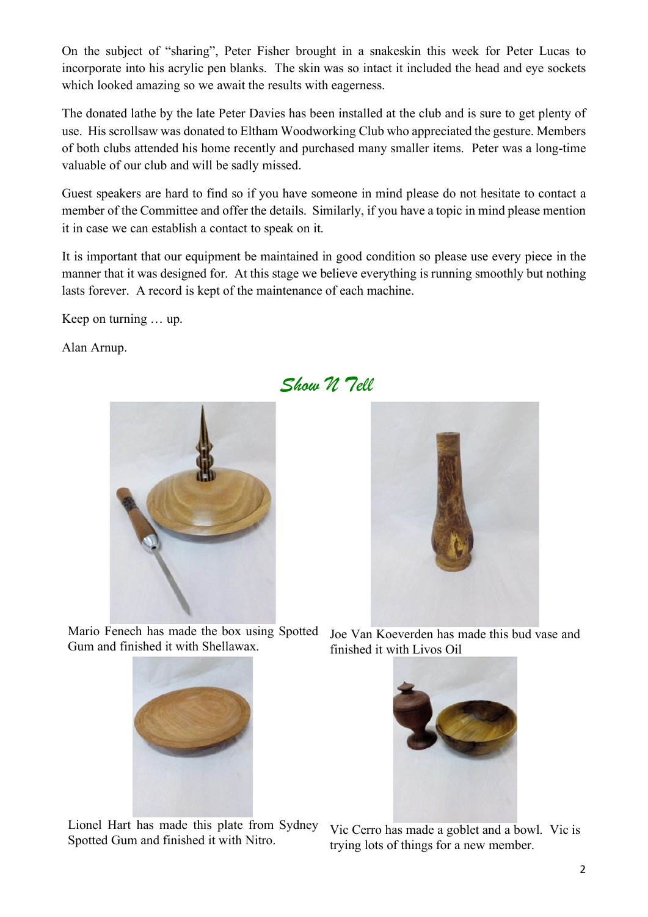On the subject of "sharing", Peter Fisher brought in a snakeskin this week for Peter Lucas to incorporate into his acrylic pen blanks. The skin was so intact it included the head and eye sockets which looked amazing so we await the results with eagerness.

The donated lathe by the late Peter Davies has been installed at the club and is sure to get plenty of use. His scrollsaw was donated to Eltham Woodworking Club who appreciated the gesture. Members of both clubs attended his home recently and purchased many smaller items. Peter was a long-time valuable of our club and will be sadly missed.

Guest speakers are hard to find so if you have someone in mind please do not hesitate to contact a member of the Committee and offer the details. Similarly, if you have a topic in mind please mention it in case we can establish a contact to speak on it.

It is important that our equipment be maintained in good condition so please use every piece in the manner that it was designed for. At this stage we believe everything is running smoothly but nothing lasts forever. A record is kept of the maintenance of each machine.

Keep on turning … up.

Alan Arnup.

## *Show N Tell*

Mario Fenech has made the box using Spotted Gum and finished it with Shellawax.

Joe Van Koeverden has made this bud vase and finished it with Livos Oil

Lionel Hart has made this plate from Sydney Spotted Gum and finished it with Nitro.

Vic Cerro has made a goblet and a bowl. Vic is trying lots of things for a new member.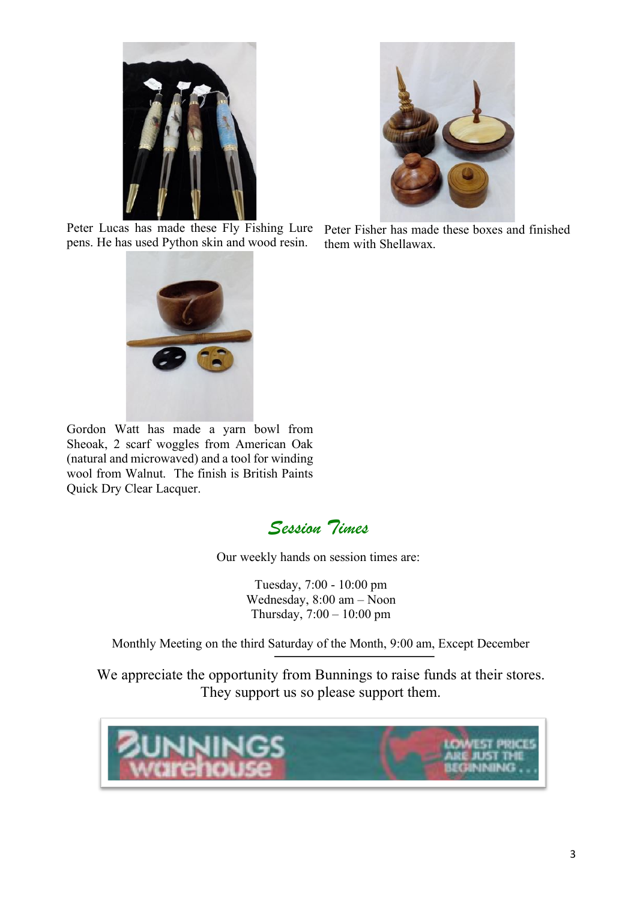Peter Lucas has made these Fly Fishing Lure pens. He has used Python skin and wood resin.

Peter Fisher has made these boxes and finished them with Shellawax.

Gordon Watt has made a yarn bowl from Sheoak, 2 scarf woggles from American Oak (natural and microwaved) and a tool for winding wool from Walnut. The finish is British Paints Quick Dry Clear Lacquer.

## *Session Times*

Our weekly hands on session times are:

Tuesday, 7:00 - 10:00 pm
Wednesday, 8:00 am – Noon
Thursday, 7:00 – 10:00 pm

Monthly Meeting on the third Saturday of the Month, 9:00 am, Except December

---

We appreciate the opportunity from Bunnings to raise funds at their stores. They support us so please support them.

BUNNINGS warehouse — LOWEST PRICES ARE JUST THE BEGINNING...